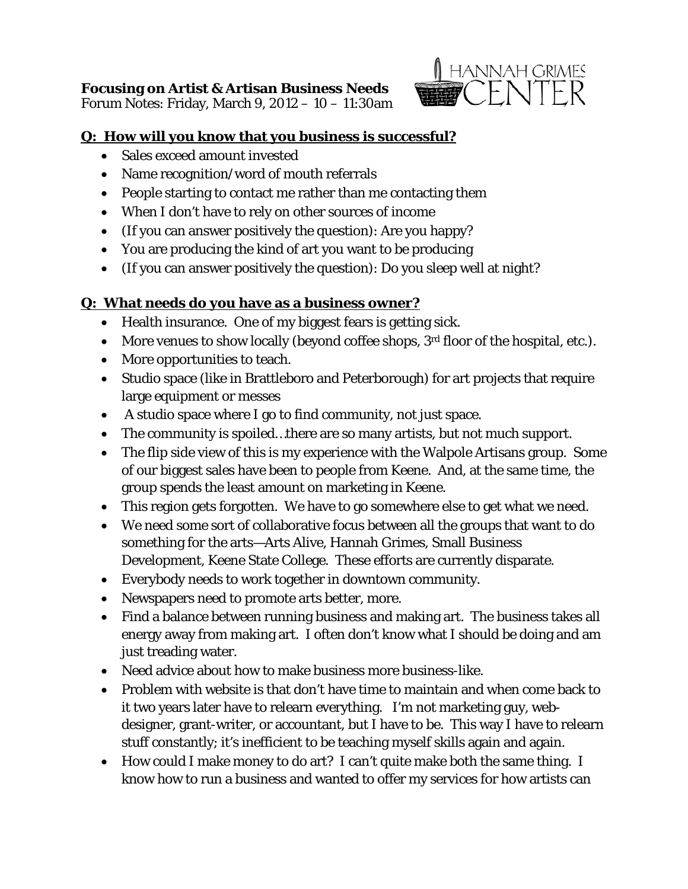**Focusing on Artist & Artisan Business Needs**
Forum Notes: Friday, March 9, 2012 – 10 – 11:30am

HANNAH GRIMES CENTER

## Q: How will you know that you business is successful?

- Sales exceed amount invested
- Name recognition/word of mouth referrals
- People starting to contact me rather than me contacting them
- When I don't have to rely on other sources of income
- (If you can answer positively the question): Are you happy?
- You are producing the kind of art you want to be producing
- (If you can answer positively the question): Do you sleep well at night?

## Q: What needs do you have as a business owner?

- Health insurance. One of my biggest fears is getting sick.
- More venues to show locally (beyond coffee shops, 3rd floor of the hospital, etc.).
- More opportunities to teach.
- Studio space (like in Brattleboro and Peterborough) for art projects that require large equipment or messes
- A studio space where I go to find community, not just space.
- The community is spoiled…there are so many artists, but not much support.
- The flip side view of this is my experience with the Walpole Artisans group. Some of our biggest sales have been to people from Keene. And, at the same time, the group spends the least amount on marketing in Keene.
- This region gets forgotten. We have to go somewhere else to get what we need.
- We need some sort of collaborative focus between all the groups that want to do something for the arts—Arts Alive, Hannah Grimes, Small Business Development, Keene State College. These efforts are currently disparate.
- Everybody needs to work together in downtown community.
- Newspapers need to promote arts better, more.
- Find a balance between running business and making art. The business takes all energy away from making art. I often don't know what I should be doing and am just treading water.
- Need advice about how to make business more business-like.
- Problem with website is that don't have time to maintain and when come back to it two years later have to relearn everything. I'm not marketing guy, web-designer, grant-writer, or accountant, but I have to be. This way I have to relearn stuff constantly; it's inefficient to be teaching myself skills again and again.
- How could I make money to do art? I can't quite make both the same thing. I know how to run a business and wanted to offer my services for how artists can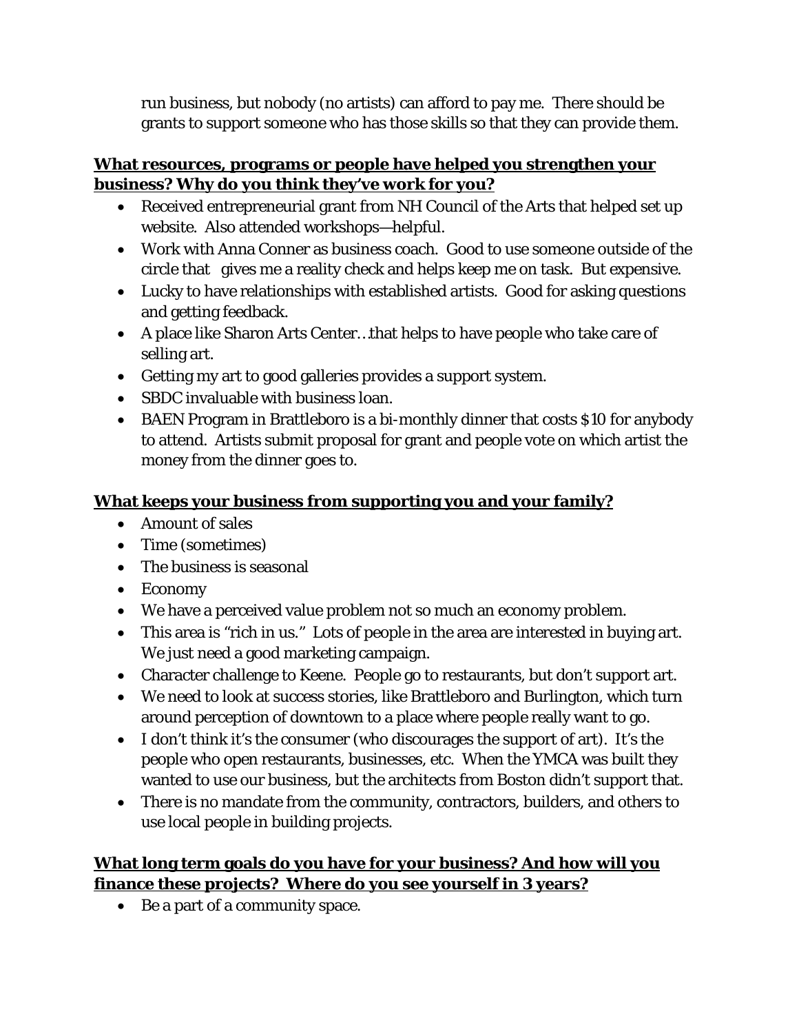run business, but nobody (no artists) can afford to pay me. There should be grants to support someone who has those skills so that they can provide them.

**<u>What resources, programs or people have helped you strengthen your business? Why do you think they've work for you?</u>**

- Received entrepreneurial grant from NH Council of the Arts that helped set up website. Also attended workshops—helpful.
- Work with Anna Conner as business coach. Good to use someone outside of the circle that gives me a reality check and helps keep me on task. But expensive.
- Lucky to have relationships with established artists. Good for asking questions and getting feedback.
- A place like Sharon Arts Center…that helps to have people who take care of selling art.
- Getting my art to good galleries provides a support system.
- SBDC invaluable with business loan.
- BAEN Program in Brattleboro is a bi-monthly dinner that costs $10 for anybody to attend. Artists submit proposal for grant and people vote on which artist the money from the dinner goes to.

**<u>What keeps your business from supporting you and your family?</u>**

- Amount of sales
- Time (sometimes)
- The business is seasonal
- Economy
- We have a perceived value problem not so much an economy problem.
- This area is "rich in us." Lots of people in the area are interested in buying art. We just need a good marketing campaign.
- Character challenge to Keene. People go to restaurants, but don't support art.
- We need to look at success stories, like Brattleboro and Burlington, which turn around perception of downtown to a place where people really want to go.
- I don't think it's the consumer (who discourages the support of art). It's the people who open restaurants, businesses, etc. When the YMCA was built they wanted to use our business, but the architects from Boston didn't support that.
- There is no mandate from the community, contractors, builders, and others to use local people in building projects.

**<u>What long term goals do you have for your business? And how will you finance these projects? Where do you see yourself in 3 years?</u>**

- Be a part of a community space.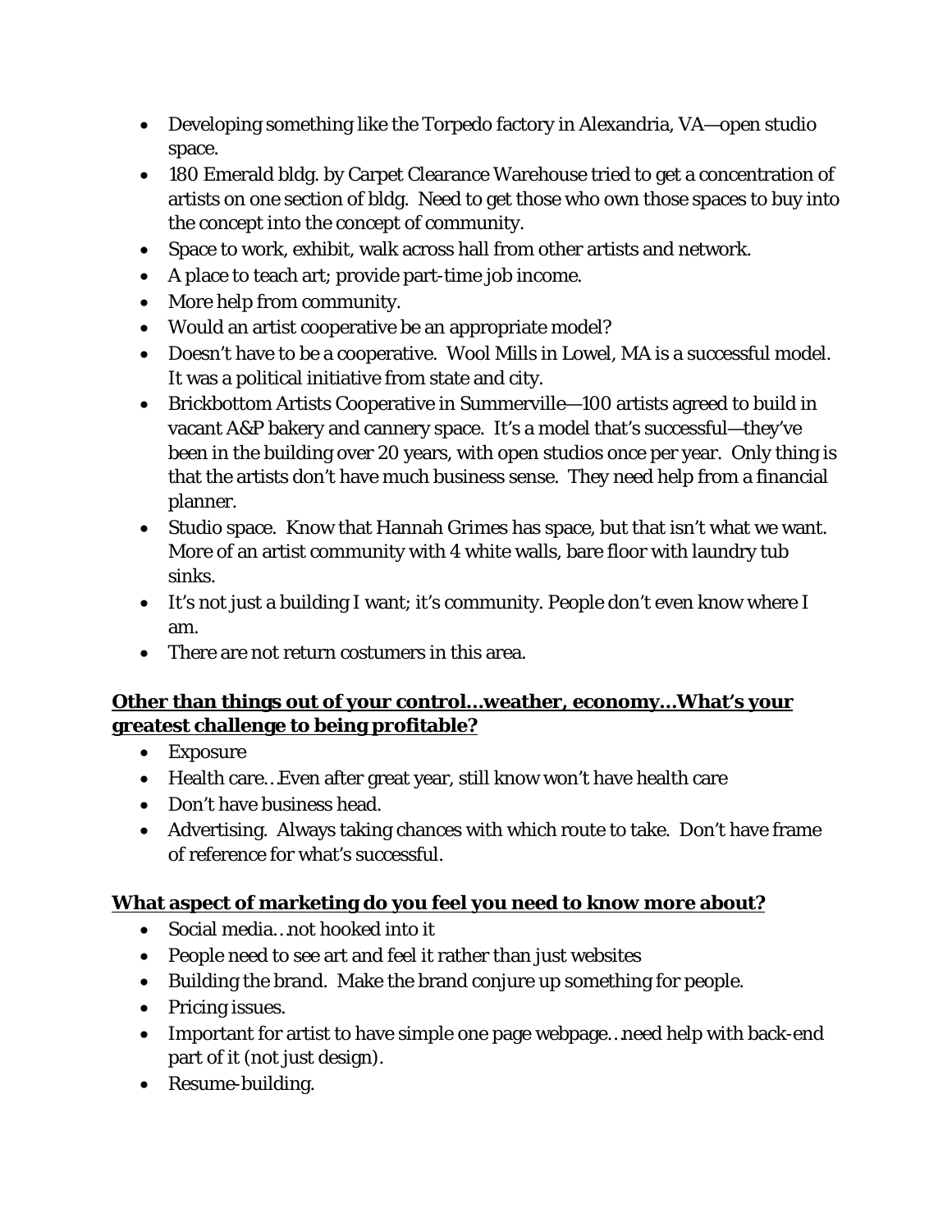- Developing something like the Torpedo factory in Alexandria, VA—open studio space.
- 180 Emerald bldg. by Carpet Clearance Warehouse tried to get a concentration of artists on one section of bldg. Need to get those who own those spaces to buy into the concept into the concept of community.
- Space to work, exhibit, walk across hall from other artists and network.
- A place to teach art; provide part-time job income.
- More help from community.
- Would an artist cooperative be an appropriate model?
- Doesn't have to be a cooperative. Wool Mills in Lowel, MA is a successful model. It was a political initiative from state and city.
- Brickbottom Artists Cooperative in Summerville—100 artists agreed to build in vacant A&P bakery and cannery space. It's a model that's successful—they've been in the building over 20 years, with open studios once per year. Only thing is that the artists don't have much business sense. They need help from a financial planner.
- Studio space. Know that Hannah Grimes has space, but that isn't what we want. More of an artist community with 4 white walls, bare floor with laundry tub sinks.
- It's not just a building I want; it's community. People don't even know where I am.
- There are not return costumers in this area.

**Other than things out of your control…weather, economy…What's your greatest challenge to being profitable?**

- Exposure
- Health care…Even after great year, still know won't have health care
- Don't have business head.
- Advertising. Always taking chances with which route to take. Don't have frame of reference for what's successful.

**What aspect of marketing do you feel you need to know more about?**

- Social media…not hooked into it
- People need to see art and feel it rather than just websites
- Building the brand. Make the brand conjure up something for people.
- Pricing issues.
- Important for artist to have simple one page webpage…need help with back-end part of it (not just design).
- Resume-building.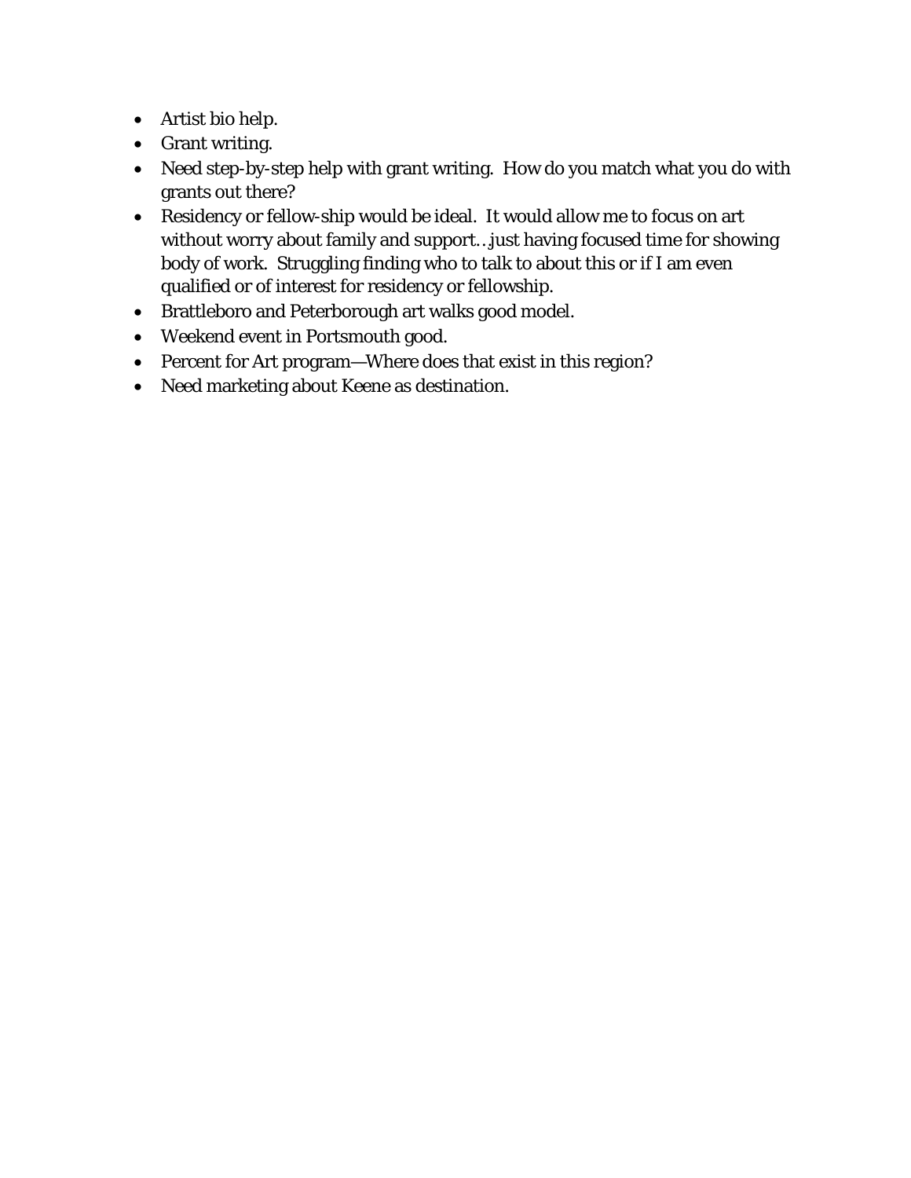- Artist bio help.
- Grant writing.
- Need step-by-step help with grant writing. How do you match what you do with grants out there?
- Residency or fellow-ship would be ideal. It would allow me to focus on art without worry about family and support…just having focused time for showing body of work. Struggling finding who to talk to about this or if I am even qualified or of interest for residency or fellowship.
- Brattleboro and Peterborough art walks good model.
- Weekend event in Portsmouth good.
- Percent for Art program—Where does that exist in this region?
- Need marketing about Keene as destination.